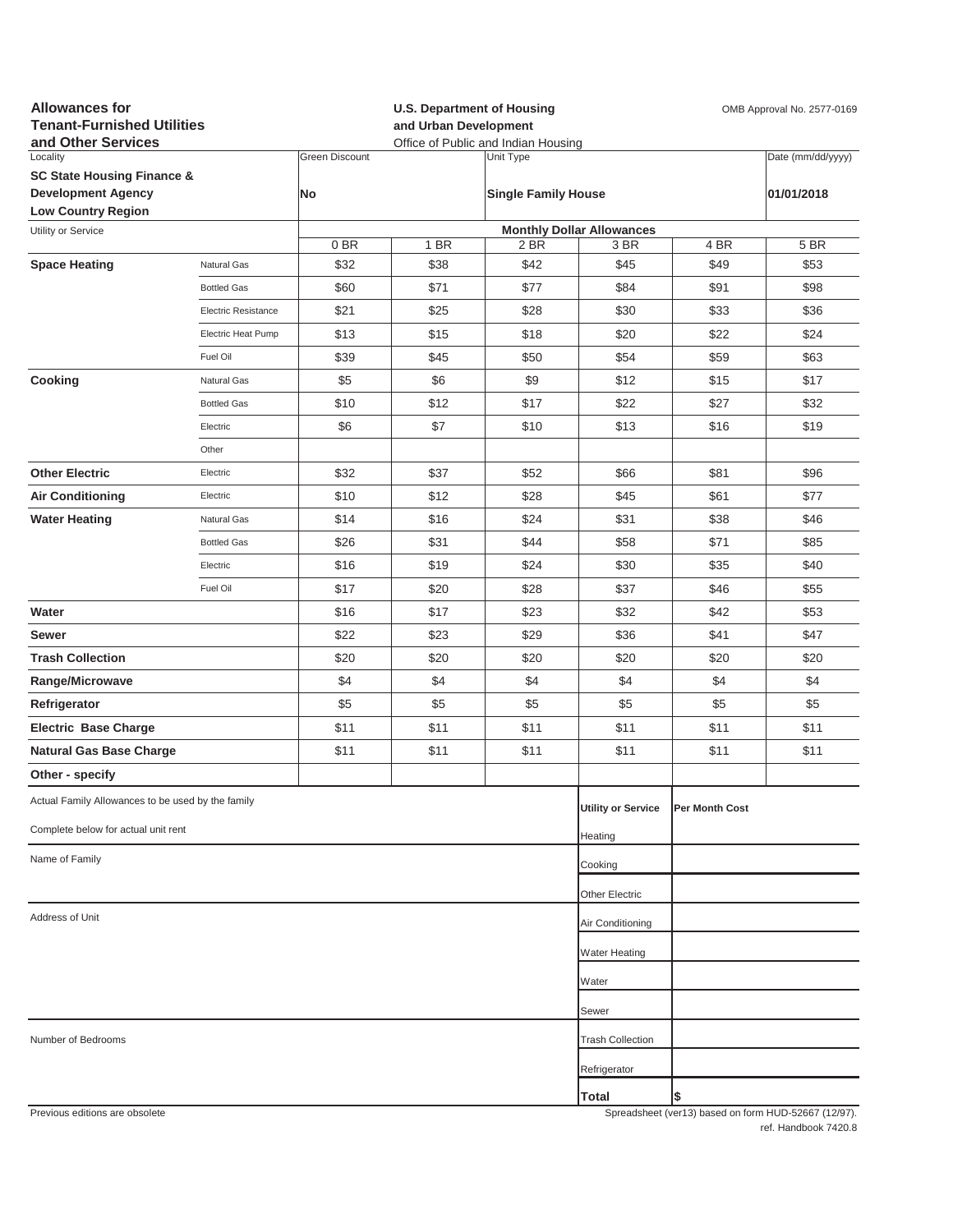**Allowances for Tenant-Furnished Utilities and Other Services**

**U.S. Department of Housing and Urban Development**
Office of Public and Indian Housing

OMB Approval No. 2577-0169

| Locality | Green Discount | Unit Type | Date (mm/dd/yyyy) |
|---|---|---|---|
| **SC State Housing Finance & Development Agency Low Country Region** | **No** | **Single Family House** | **01/01/2018** |

| Utility or Service | | 0 BR | 1 BR | 2 BR | 3 BR | 4 BR | 5 BR |
|---|---|---|---|---|---|---|---|
| | | **Monthly Dollar Allowances** | | | | | |
| **Space Heating** | Natural Gas | $32 | $38 | $42 | $45 | $49 | $53 |
| | Bottled Gas | $60 | $71 | $77 | $84 | $91 | $98 |
| | Electric Resistance | $21 | $25 | $28 | $30 | $33 | $36 |
| | Electric Heat Pump | $13 | $15 | $18 | $20 | $22 | $24 |
| | Fuel Oil | $39 | $45 | $50 | $54 | $59 | $63 |
| **Cooking** | Natural Gas | $5 | $6 | $9 | $12 | $15 | $17 |
| | Bottled Gas | $10 | $12 | $17 | $22 | $27 | $32 |
| | Electric | $6 | $7 | $10 | $13 | $16 | $19 |
| | Other | | | | | | |
| **Other Electric** | Electric | $32 | $37 | $52 | $66 | $81 | $96 |
| **Air Conditioning** | Electric | $10 | $12 | $28 | $45 | $61 | $77 |
| **Water Heating** | Natural Gas | $14 | $16 | $24 | $31 | $38 | $46 |
| | Bottled Gas | $26 | $31 | $44 | $58 | $71 | $85 |
| | Electric | $16 | $19 | $24 | $30 | $35 | $40 |
| | Fuel Oil | $17 | $20 | $28 | $37 | $46 | $55 |
| **Water** | | $16 | $17 | $23 | $32 | $42 | $53 |
| **Sewer** | | $22 | $23 | $29 | $36 | $41 | $47 |
| **Trash Collection** | | $20 | $20 | $20 | $20 | $20 | $20 |
| **Range/Microwave** | | $4 | $4 | $4 | $4 | $4 | $4 |
| **Refrigerator** | | $5 | $5 | $5 | $5 | $5 | $5 |
| **Electric Base Charge** | | $11 | $11 | $11 | $11 | $11 | $11 |
| **Natural Gas Base Charge** | | $11 | $11 | $11 | $11 | $11 | $11 |
| **Other - specify** | | | | | | | |

Actual Family Allowances to be used by the family

Complete below for actual unit rent

Name of Family

Address of Unit

Number of Bedrooms

| Utility or Service | Per Month Cost |
|---|---|
| Heating | |
| Cooking | |
| Other Electric | |
| Air Conditioning | |
| Water Heating | |
| Water | |
| Sewer | |
| Trash Collection | |
| Refrigerator | |
| **Total** | $ |

Previous editions are obsolete

Spreadsheet (ver13) based on form HUD-52667 (12/97).
ref. Handbook 7420.8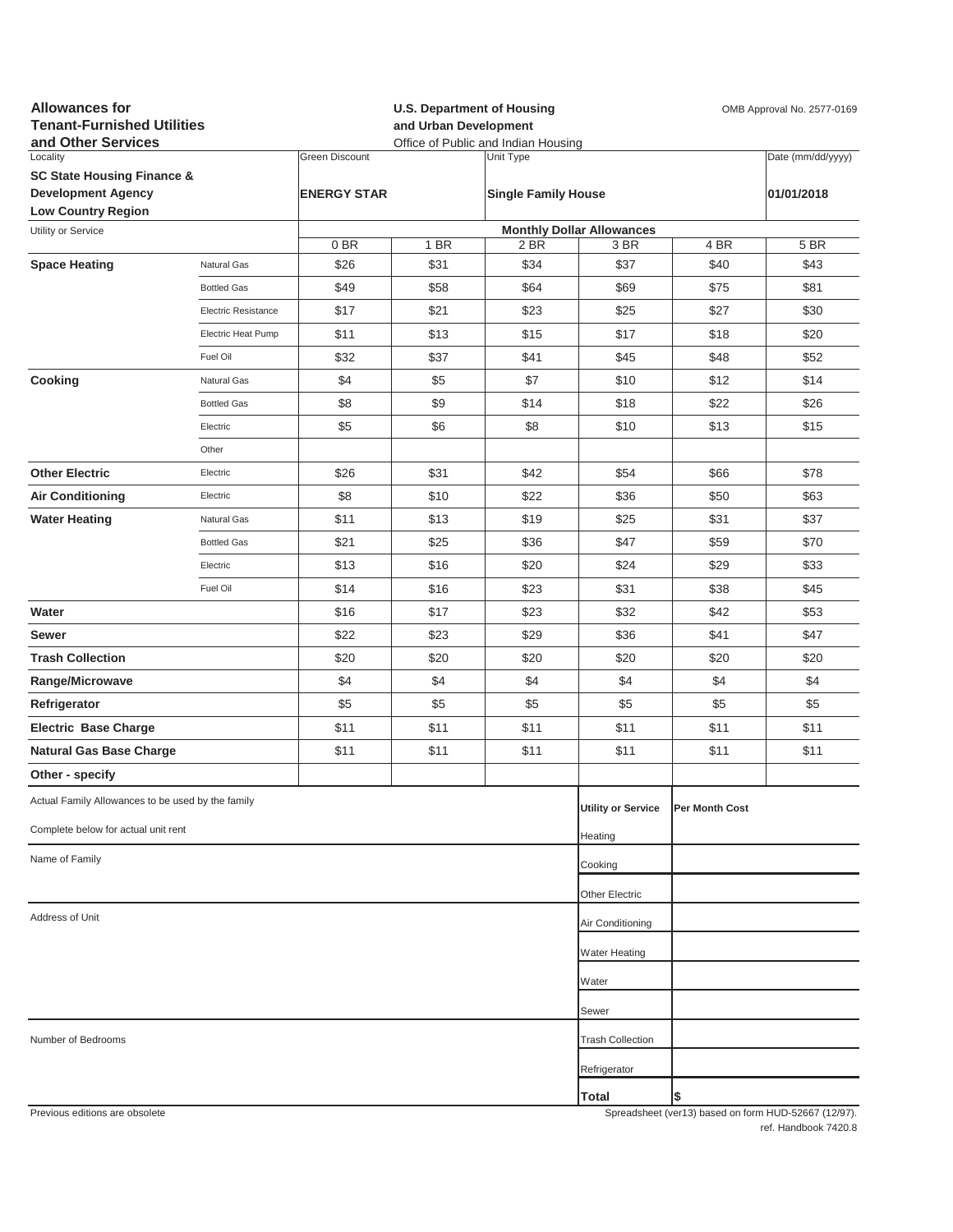**Allowances for Tenant-Furnished Utilities and Other Services**

**U.S. Department of Housing and Urban Development**
Office of Public and Indian Housing

OMB Approval No. 2577-0169

| Locality | Green Discount | Unit Type | Date (mm/dd/yyyy) |
|---|---|---|---|
| **SC State Housing Finance & Development Agency Low Country Region** | **ENERGY STAR** | **Single Family House** | **01/01/2018** |

| Utility or Service | | Monthly Dollar Allowances | | | | | |
|---|---|---|---|---|---|---|---|
| | | 0 BR | 1 BR | 2 BR | 3 BR | 4 BR | 5 BR |
| **Space Heating** | Natural Gas | $26 | $31 | $34 | $37 | $40 | $43 |
| | Bottled Gas | $49 | $58 | $64 | $69 | $75 | $81 |
| | Electric Resistance | $17 | $21 | $23 | $25 | $27 | $30 |
| | Electric Heat Pump | $11 | $13 | $15 | $17 | $18 | $20 |
| | Fuel Oil | $32 | $37 | $41 | $45 | $48 | $52 |
| **Cooking** | Natural Gas | $4 | $5 | $7 | $10 | $12 | $14 |
| | Bottled Gas | $8 | $9 | $14 | $18 | $22 | $26 |
| | Electric | $5 | $6 | $8 | $10 | $13 | $15 |
| | Other | | | | | | |
| **Other Electric** | Electric | $26 | $31 | $42 | $54 | $66 | $78 |
| **Air Conditioning** | Electric | $8 | $10 | $22 | $36 | $50 | $63 |
| **Water Heating** | Natural Gas | $11 | $13 | $19 | $25 | $31 | $37 |
| | Bottled Gas | $21 | $25 | $36 | $47 | $59 | $70 |
| | Electric | $13 | $16 | $20 | $24 | $29 | $33 |
| | Fuel Oil | $14 | $16 | $23 | $31 | $38 | $45 |
| **Water** | | $16 | $17 | $23 | $32 | $42 | $53 |
| **Sewer** | | $22 | $23 | $29 | $36 | $41 | $47 |
| **Trash Collection** | | $20 | $20 | $20 | $20 | $20 | $20 |
| **Range/Microwave** | | $4 | $4 | $4 | $4 | $4 | $4 |
| **Refrigerator** | | $5 | $5 | $5 | $5 | $5 | $5 |
| **Electric Base Charge** | | $11 | $11 | $11 | $11 | $11 | $11 |
| **Natural Gas Base Charge** | | $11 | $11 | $11 | $11 | $11 | $11 |
| **Other - specify** | | | | | | | |

Actual Family Allowances to be used by the family

Complete below for actual unit rent

Name of Family

Address of Unit

Number of Bedrooms

| Utility or Service | Per Month Cost |
|---|---|
| Heating | |
| Cooking | |
| Other Electric | |
| Air Conditioning | |
| Water Heating | |
| Water | |
| Sewer | |
| Trash Collection | |
| Refrigerator | |
| **Total** | $ |

Previous editions are obsolete

Spreadsheet (ver13) based on form HUD-52667 (12/97).
ref. Handbook 7420.8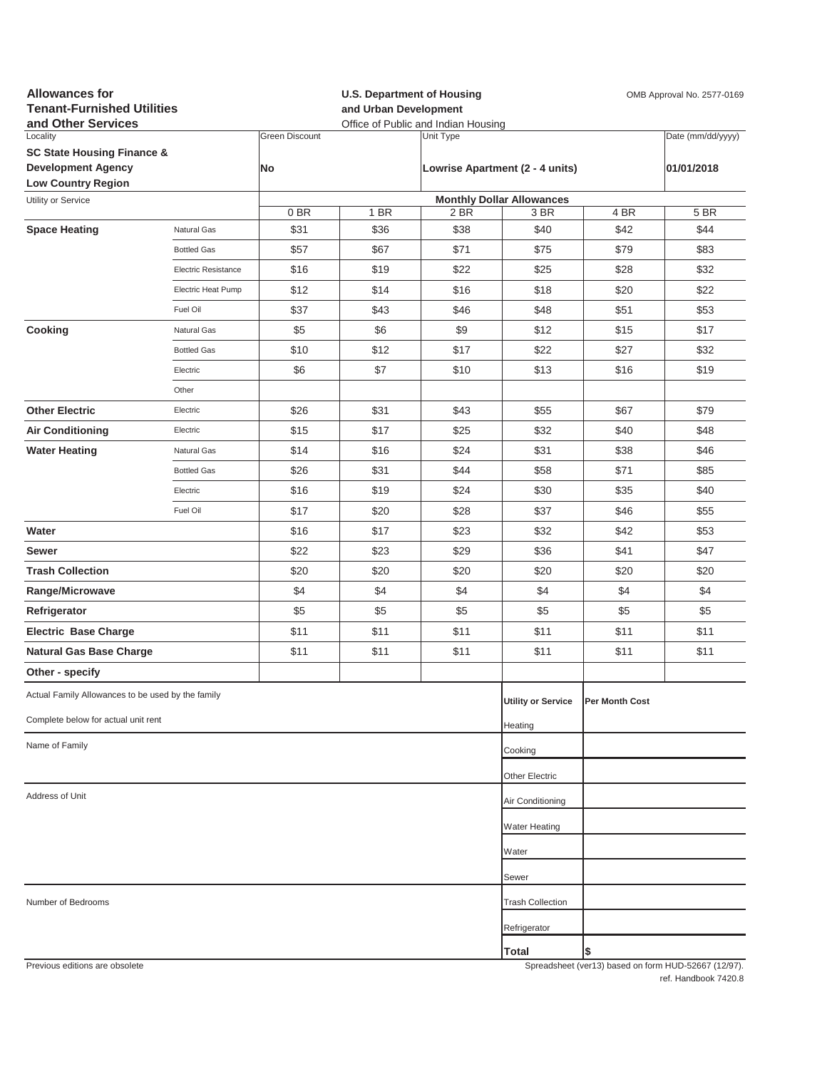**Allowances for Tenant-Furnished Utilities and Other Services**

**U.S. Department of Housing and Urban Development**
Office of Public and Indian Housing

OMB Approval No. 2577-0169

| Locality | Green Discount | Unit Type | Date (mm/dd/yyyy) |
|---|---|---|---|
| **SC State Housing Finance & Development Agency Low Country Region** | **No** | **Lowrise Apartment (2 - 4 units)** | **01/01/2018** |

| Utility or Service | | Monthly Dollar Allowances | | | | | |
|---|---|---|---|---|---|---|---|
| | | 0 BR | 1 BR | 2 BR | 3 BR | 4 BR | 5 BR |
| **Space Heating** | Natural Gas | $31 | $36 | $38 | $40 | $42 | $44 |
| | Bottled Gas | $57 | $67 | $71 | $75 | $79 | $83 |
| | Electric Resistance | $16 | $19 | $22 | $25 | $28 | $32 |
| | Electric Heat Pump | $12 | $14 | $16 | $18 | $20 | $22 |
| | Fuel Oil | $37 | $43 | $46 | $48 | $51 | $53 |
| **Cooking** | Natural Gas | $5 | $6 | $9 | $12 | $15 | $17 |
| | Bottled Gas | $10 | $12 | $17 | $22 | $27 | $32 |
| | Electric | $6 | $7 | $10 | $13 | $16 | $19 |
| | Other | | | | | | |
| **Other Electric** | Electric | $26 | $31 | $43 | $55 | $67 | $79 |
| **Air Conditioning** | Electric | $15 | $17 | $25 | $32 | $40 | $48 |
| **Water Heating** | Natural Gas | $14 | $16 | $24 | $31 | $38 | $46 |
| | Bottled Gas | $26 | $31 | $44 | $58 | $71 | $85 |
| | Electric | $16 | $19 | $24 | $30 | $35 | $40 |
| | Fuel Oil | $17 | $20 | $28 | $37 | $46 | $55 |
| **Water** | | $16 | $17 | $23 | $32 | $42 | $53 |
| **Sewer** | | $22 | $23 | $29 | $36 | $41 | $47 |
| **Trash Collection** | | $20 | $20 | $20 | $20 | $20 | $20 |
| **Range/Microwave** | | $4 | $4 | $4 | $4 | $4 | $4 |
| **Refrigerator** | | $5 | $5 | $5 | $5 | $5 | $5 |
| **Electric Base Charge** | | $11 | $11 | $11 | $11 | $11 | $11 |
| **Natural Gas Base Charge** | | $11 | $11 | $11 | $11 | $11 | $11 |
| **Other - specify** | | | | | | | |

Actual Family Allowances to be used by the family

Complete below for actual unit rent

Name of Family

Address of Unit

Number of Bedrooms

| Utility or Service | Per Month Cost |
|---|---|
| Heating | |
| Cooking | |
| Other Electric | |
| Air Conditioning | |
| Water Heating | |
| Water | |
| Sewer | |
| Trash Collection | |
| Refrigerator | |
| **Total** | $ |

Previous editions are obsolete

Spreadsheet (ver13) based on form HUD-52667 (12/97).
ref. Handbook 7420.8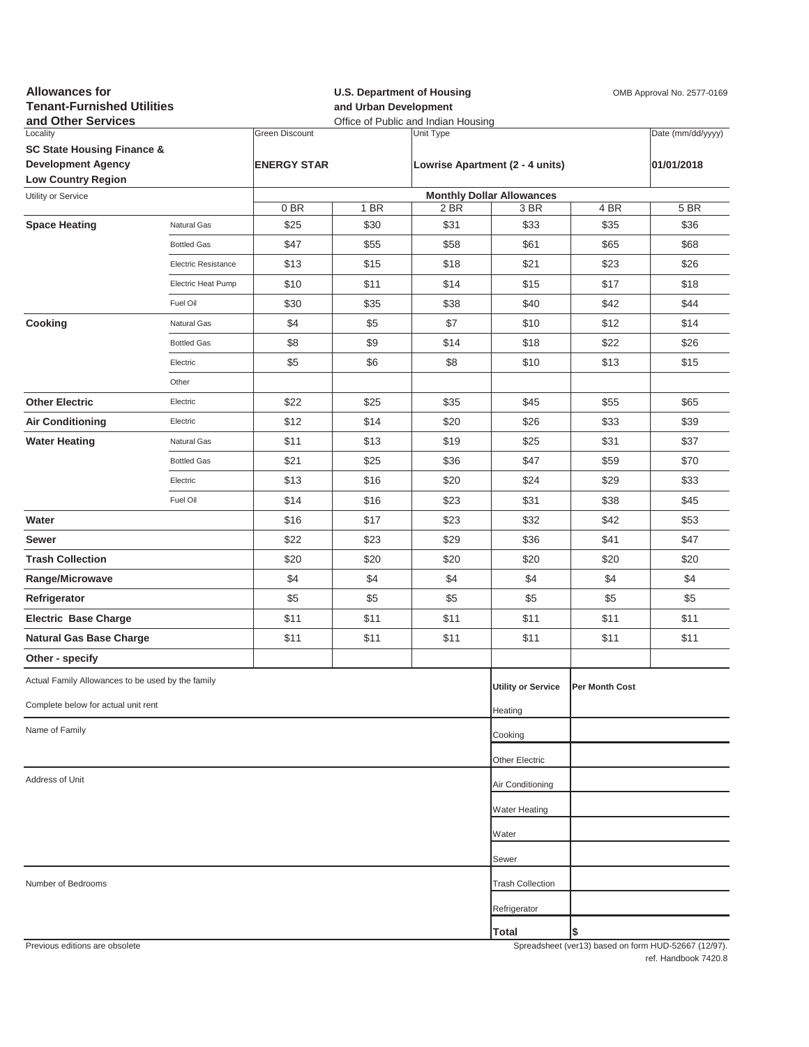**Allowances for Tenant-Furnished Utilities and Other Services**

**U.S. Department of Housing and Urban Development**
Office of Public and Indian Housing

OMB Approval No. 2577-0169

| Locality | Green Discount | Unit Type | Date (mm/dd/yyyy) |
|---|---|---|---|
| **SC State Housing Finance & Development Agency Low Country Region** | **ENERGY STAR** | **Lowrise Apartment (2 - 4 units)** | **01/01/2018** |

| Utility or Service | | Monthly Dollar Allowances | | | | | |
|---|---|---|---|---|---|---|---|
| | | 0 BR | 1 BR | 2 BR | 3 BR | 4 BR | 5 BR |
| **Space Heating** | Natural Gas | $25 | $30 | $31 | $33 | $35 | $36 |
| | Bottled Gas | $47 | $55 | $58 | $61 | $65 | $68 |
| | Electric Resistance | $13 | $15 | $18 | $21 | $23 | $26 |
| | Electric Heat Pump | $10 | $11 | $14 | $15 | $17 | $18 |
| | Fuel Oil | $30 | $35 | $38 | $40 | $42 | $44 |
| **Cooking** | Natural Gas | $4 | $5 | $7 | $10 | $12 | $14 |
| | Bottled Gas | $8 | $9 | $14 | $18 | $22 | $26 |
| | Electric | $5 | $6 | $8 | $10 | $13 | $15 |
| | Other | | | | | | |
| **Other Electric** | Electric | $22 | $25 | $35 | $45 | $55 | $65 |
| **Air Conditioning** | Electric | $12 | $14 | $20 | $26 | $33 | $39 |
| **Water Heating** | Natural Gas | $11 | $13 | $19 | $25 | $31 | $37 |
| | Bottled Gas | $21 | $25 | $36 | $47 | $59 | $70 |
| | Electric | $13 | $16 | $20 | $24 | $29 | $33 |
| | Fuel Oil | $14 | $16 | $23 | $31 | $38 | $45 |
| **Water** | | $16 | $17 | $23 | $32 | $42 | $53 |
| **Sewer** | | $22 | $23 | $29 | $36 | $41 | $47 |
| **Trash Collection** | | $20 | $20 | $20 | $20 | $20 | $20 |
| **Range/Microwave** | | $4 | $4 | $4 | $4 | $4 | $4 |
| **Refrigerator** | | $5 | $5 | $5 | $5 | $5 | $5 |
| **Electric Base Charge** | | $11 | $11 | $11 | $11 | $11 | $11 |
| **Natural Gas Base Charge** | | $11 | $11 | $11 | $11 | $11 | $11 |
| **Other - specify** | | | | | | | |

Actual Family Allowances to be used by the family

Complete below for actual unit rent

Name of Family

Address of Unit

Number of Bedrooms

| Utility or Service | Per Month Cost |
|---|---|
| Heating | |
| Cooking | |
| Other Electric | |
| Air Conditioning | |
| Water Heating | |
| Water | |
| Sewer | |
| Trash Collection | |
| Refrigerator | |
| **Total** | **$** |

Previous editions are obsolete

Spreadsheet (ver13) based on form HUD-52667 (12/97).
ref. Handbook 7420.8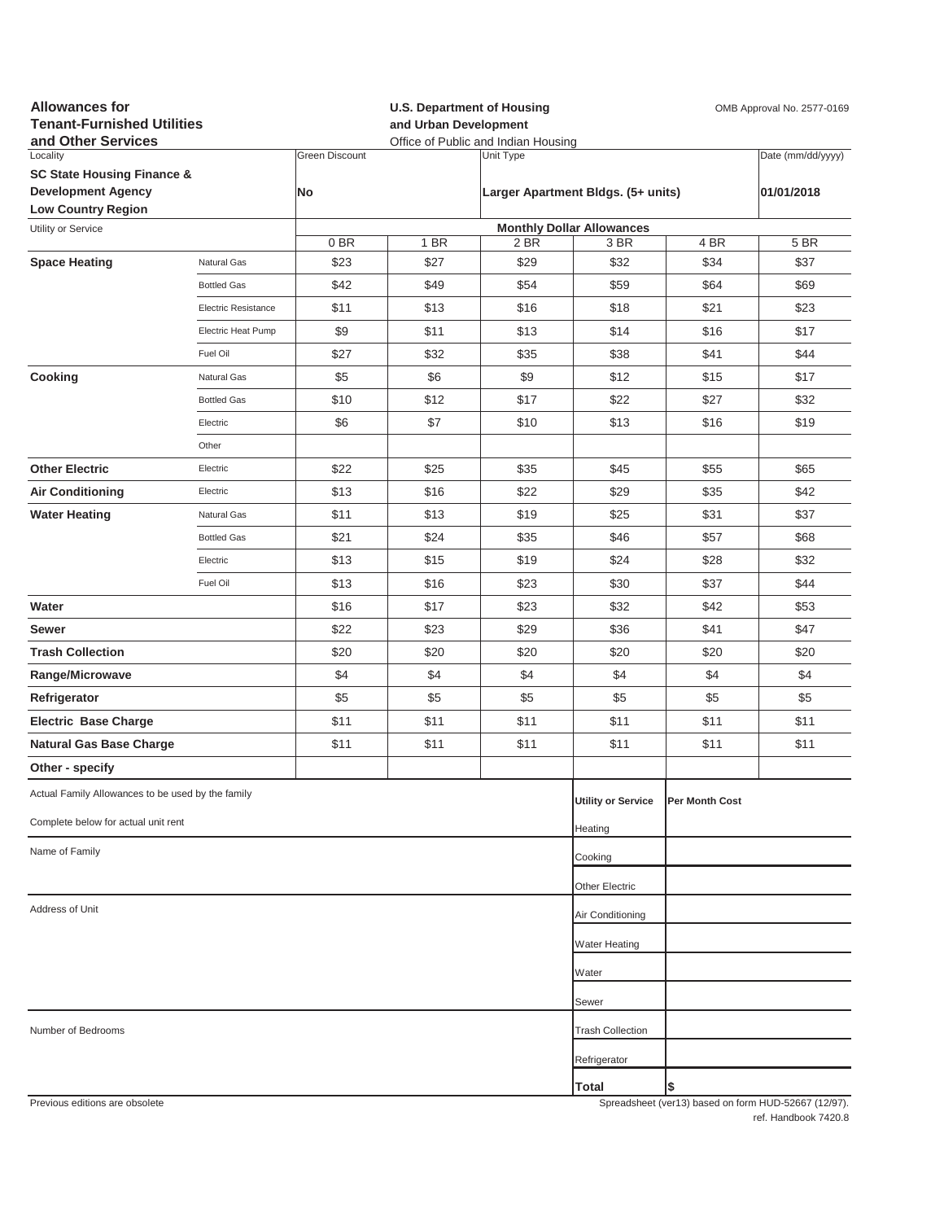**Allowances for Tenant-Furnished Utilities and Other Services**

**U.S. Department of Housing and Urban Development**
Office of Public and Indian Housing

OMB Approval No. 2577-0169

| Locality | Green Discount | Unit Type | Date (mm/dd/yyyy) |
|---|---|---|---|
| **SC State Housing Finance & Development Agency Low Country Region** | **No** | **Larger Apartment Bldgs. (5+ units)** | **01/01/2018** |

| Utility or Service | | Monthly Dollar Allowances | | | | | |
|---|---|---|---|---|---|---|---|
| | | 0 BR | 1 BR | 2 BR | 3 BR | 4 BR | 5 BR |
| **Space Heating** | Natural Gas | $23 | $27 | $29 | $32 | $34 | $37 |
| | Bottled Gas | $42 | $49 | $54 | $59 | $64 | $69 |
| | Electric Resistance | $11 | $13 | $16 | $18 | $21 | $23 |
| | Electric Heat Pump | $9 | $11 | $13 | $14 | $16 | $17 |
| | Fuel Oil | $27 | $32 | $35 | $38 | $41 | $44 |
| **Cooking** | Natural Gas | $5 | $6 | $9 | $12 | $15 | $17 |
| | Bottled Gas | $10 | $12 | $17 | $22 | $27 | $32 |
| | Electric | $6 | $7 | $10 | $13 | $16 | $19 |
| | Other | | | | | | |
| **Other Electric** | Electric | $22 | $25 | $35 | $45 | $55 | $65 |
| **Air Conditioning** | Electric | $13 | $16 | $22 | $29 | $35 | $42 |
| **Water Heating** | Natural Gas | $11 | $13 | $19 | $25 | $31 | $37 |
| | Bottled Gas | $21 | $24 | $35 | $46 | $57 | $68 |
| | Electric | $13 | $15 | $19 | $24 | $28 | $32 |
| | Fuel Oil | $13 | $16 | $23 | $30 | $37 | $44 |
| **Water** | | $16 | $17 | $23 | $32 | $42 | $53 |
| **Sewer** | | $22 | $23 | $29 | $36 | $41 | $47 |
| **Trash Collection** | | $20 | $20 | $20 | $20 | $20 | $20 |
| **Range/Microwave** | | $4 | $4 | $4 | $4 | $4 | $4 |
| **Refrigerator** | | $5 | $5 | $5 | $5 | $5 | $5 |
| **Electric Base Charge** | | $11 | $11 | $11 | $11 | $11 | $11 |
| **Natural Gas Base Charge** | | $11 | $11 | $11 | $11 | $11 | $11 |
| **Other - specify** | | | | | | | |

Actual Family Allowances to be used by the family

Complete below for actual unit rent

Name of Family

Address of Unit

Number of Bedrooms

| Utility or Service | Per Month Cost |
|---|---|
| Heating | |
| Cooking | |
| Other Electric | |
| Air Conditioning | |
| Water Heating | |
| Water | |
| Sewer | |
| Trash Collection | |
| Refrigerator | |
| **Total** | $ |

Previous editions are obsolete

Spreadsheet (ver13) based on form HUD-52667 (12/97).
ref. Handbook 7420.8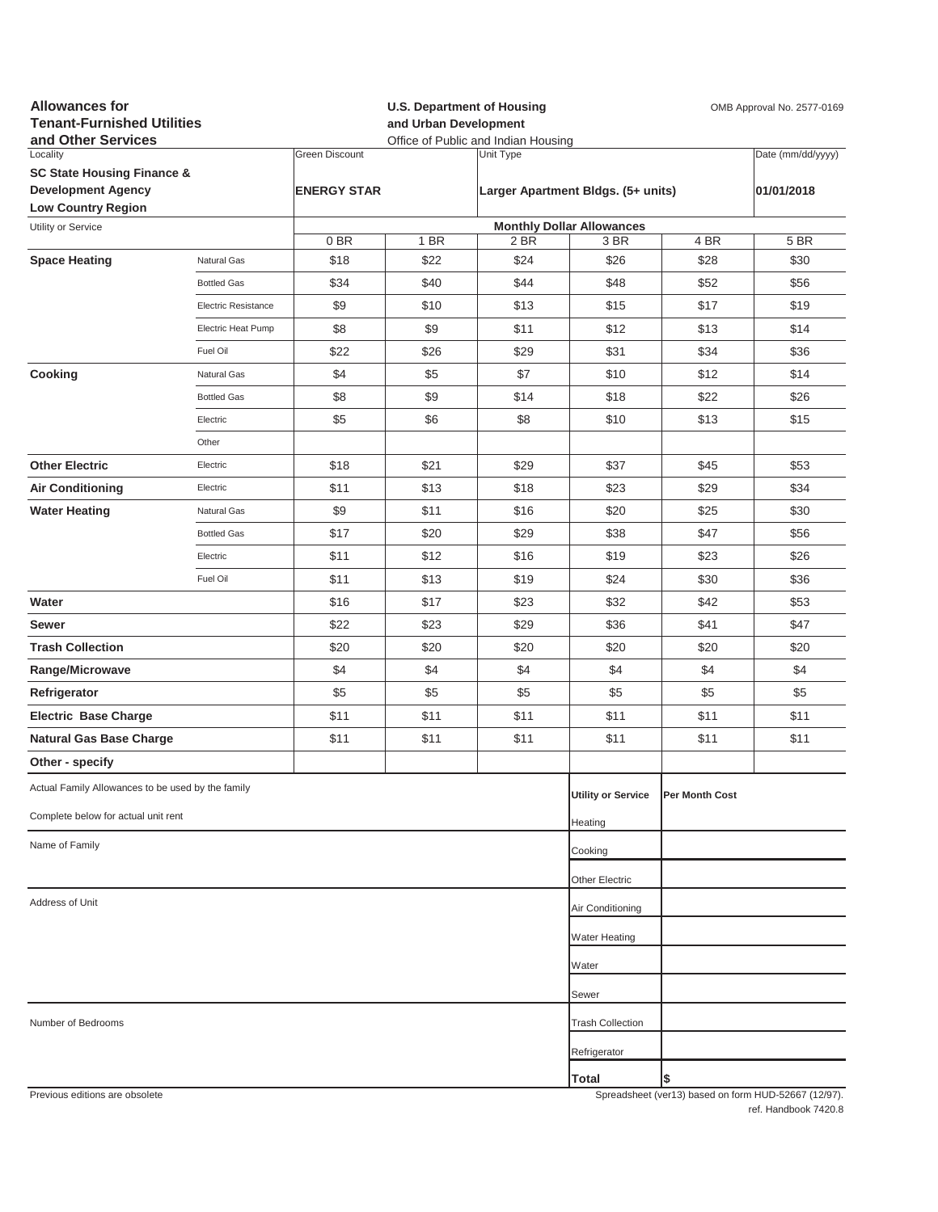**Allowances for Tenant-Furnished Utilities and Other Services**

**U.S. Department of Housing and Urban Development**
Office of Public and Indian Housing

OMB Approval No. 2577-0169

| Locality | Green Discount | Unit Type | Date (mm/dd/yyyy) |
|---|---|---|---|
| **SC State Housing Finance & Development Agency Low Country Region** | **ENERGY STAR** | **Larger Apartment Bldgs. (5+ units)** | **01/01/2018** |

| Utility or Service | | Monthly Dollar Allowances | | | | | |
|---|---|---|---|---|---|---|---|
| | | 0 BR | 1 BR | 2 BR | 3 BR | 4 BR | 5 BR |
| **Space Heating** | Natural Gas | $18 | $22 | $24 | $26 | $28 | $30 |
| | Bottled Gas | $34 | $40 | $44 | $48 | $52 | $56 |
| | Electric Resistance | $9 | $10 | $13 | $15 | $17 | $19 |
| | Electric Heat Pump | $8 | $9 | $11 | $12 | $13 | $14 |
| | Fuel Oil | $22 | $26 | $29 | $31 | $34 | $36 |
| **Cooking** | Natural Gas | $4 | $5 | $7 | $10 | $12 | $14 |
| | Bottled Gas | $8 | $9 | $14 | $18 | $22 | $26 |
| | Electric | $5 | $6 | $8 | $10 | $13 | $15 |
| | Other | | | | | | |
| **Other Electric** | Electric | $18 | $21 | $29 | $37 | $45 | $53 |
| **Air Conditioning** | Electric | $11 | $13 | $18 | $23 | $29 | $34 |
| **Water Heating** | Natural Gas | $9 | $11 | $16 | $20 | $25 | $30 |
| | Bottled Gas | $17 | $20 | $29 | $38 | $47 | $56 |
| | Electric | $11 | $12 | $16 | $19 | $23 | $26 |
| | Fuel Oil | $11 | $13 | $19 | $24 | $30 | $36 |
| **Water** | | $16 | $17 | $23 | $32 | $42 | $53 |
| **Sewer** | | $22 | $23 | $29 | $36 | $41 | $47 |
| **Trash Collection** | | $20 | $20 | $20 | $20 | $20 | $20 |
| **Range/Microwave** | | $4 | $4 | $4 | $4 | $4 | $4 |
| **Refrigerator** | | $5 | $5 | $5 | $5 | $5 | $5 |
| **Electric Base Charge** | | $11 | $11 | $11 | $11 | $11 | $11 |
| **Natural Gas Base Charge** | | $11 | $11 | $11 | $11 | $11 | $11 |
| **Other - specify** | | | | | | | |

Actual Family Allowances to be used by the family

Complete below for actual unit rent

Name of Family

Address of Unit

Number of Bedrooms

| Utility or Service | Per Month Cost |
|---|---|
| Heating | |
| Cooking | |
| Other Electric | |
| Air Conditioning | |
| Water Heating | |
| Water | |
| Sewer | |
| Trash Collection | |
| Refrigerator | |
| **Total** | $ |

Previous editions are obsolete

Spreadsheet (ver13) based on form HUD-52667 (12/97).
ref. Handbook 7420.8